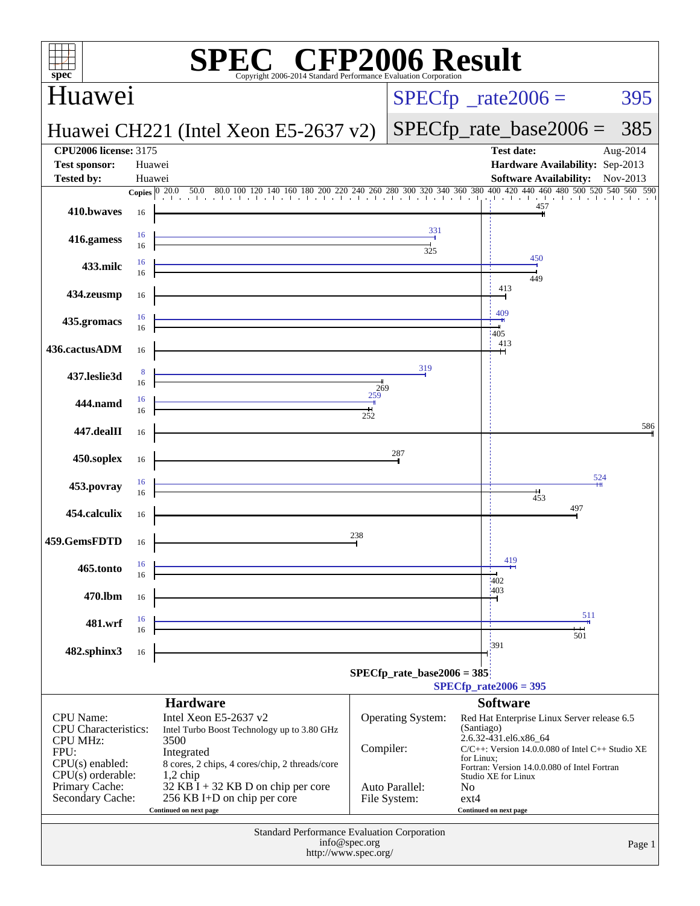# SPEC CFP2006 Result

Copyright 2006-2014 Standard Performance Evaluation Corporation

## Huawei

**Huawei CH221 (Intel Xeon E5-2637 v2)**

SPECfp_rate2006 = 395

SPECfp_rate_base2006 = 385

| | | | |
|---|---|---|---|
| **CPU2006 license:** 3175 | | **Test date:** | Aug-2014 |
| **Test sponsor:** | Huawei | **Hardware Availability:** | Sep-2013 |
| **Tested by:** | Huawei | **Software Availability:** | Nov-2013 |

| Benchmark | Copies (peak) | Copies (base) | Peak | Base |
|---|---|---|---|---|
| 410.bwaves | | 16 | | 457 |
| 416.gamess | 16 | 16 | 331 | 325 |
| 433.milc | 16 | 16 | 450 | 449 |
| 434.zeusmp | | 16 | | 413 |
| 435.gromacs | 16 | 16 | 409 | 405 |
| 436.cactusADM | | 16 | | 413 |
| 437.leslie3d | 8 | 16 | 319 | 269 |
| 444.namd | 16 | 16 | 259 | 252 |
| 447.dealII | | 16 | | 586 |
| 450.soplex | | 16 | | 287 |
| 453.povray | 16 | 16 | 524 | 453 |
| 454.calculix | | 16 | | 497 |
| 459.GemsFDTD | | 16 | | 238 |
| 465.tonto | 16 | 16 | 419 | 402 |
| 470.lbm | | 16 | | 403 |
| 481.wrf | 16 | 16 | 511 | 501 |
| 482.sphinx3 | | 16 | | 391 |

SPECfp_rate_base2006 = 385

SPECfp_rate2006 = 395

### Hardware

| | |
|---|---|
| CPU Name: | Intel Xeon E5-2637 v2 |
| CPU Characteristics: | Intel Turbo Boost Technology up to 3.80 GHz |
| CPU MHz: | 3500 |
| FPU: | Integrated |
| CPU(s) enabled: | 8 cores, 2 chips, 4 cores/chip, 2 threads/core |
| CPU(s) orderable: | 1,2 chip |
| Primary Cache: | 32 KB I + 32 KB D on chip per core |
| Secondary Cache: | 256 KB I+D on chip per core |

Continued on next page

### Software

| | |
|---|---|
| Operating System: | Red Hat Enterprise Linux Server release 6.5 (Santiago) 2.6.32-431.el6.x86_64 |
| Compiler: | C/C++: Version 14.0.0.080 of Intel C++ Studio XE for Linux; Fortran: Version 14.0.0.080 of Intel Fortran Studio XE for Linux |
| Auto Parallel: | No |
| File System: | ext4 |

Continued on next page

Standard Performance Evaluation Corporation
info@spec.org
http://www.spec.org/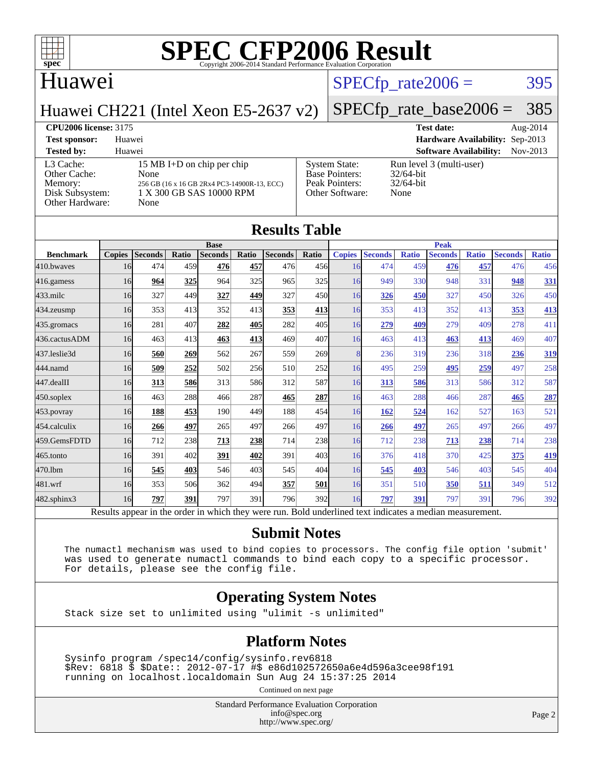# SPEC CFP2006 Result

Copyright 2006-2014 Standard Performance Evaluation Corporation

## Huawei

**Huawei CH221 (Intel Xeon E5-2637 v2)**

SPECfp_rate2006 = 395

SPECfp_rate_base2006 = 385

**CPU2006 license:** 3175
**Test sponsor:** Huawei
**Tested by:** Huawei

**Test date:** Aug-2014
**Hardware Availability:** Sep-2013
**Software Availability:** Nov-2013

| | |
|---|---|
| L3 Cache: | 15 MB I+D on chip per chip |
| Other Cache: | None |
| Memory: | 256 GB (16 x 16 GB 2Rx4 PC3-14900R-13, ECC) |
| Disk Subsystem: | 1 X 300 GB SAS 10000 RPM |
| Other Hardware: | None |

| | |
|---|---|
| System State: | Run level 3 (multi-user) |
| Base Pointers: | 32/64-bit |
| Peak Pointers: | 32/64-bit |
| Other Software: | None |

## Results Table

| Benchmark | Base | | | | | | | Peak | | | | | | |
|---|---|---|---|---|---|---|---|---|---|---|---|---|---|---|
| | Copies | Seconds | Ratio | Seconds | Ratio | Seconds | Ratio | Copies | Seconds | Ratio | Seconds | Ratio | Seconds | Ratio |
| 410.bwaves | 16 | 474 | 459 | **476** | **457** | 476 | 456 | 16 | 474 | 459 | **476** | **457** | 476 | 456 |
| 416.gamess | 16 | **964** | **325** | 964 | 325 | 965 | 325 | 16 | 949 | 330 | 948 | 331 | **948** | **331** |
| 433.milc | 16 | 327 | 449 | **327** | **449** | 327 | 450 | 16 | **326** | **450** | 327 | 450 | 326 | 450 |
| 434.zeusmp | 16 | 353 | 413 | 352 | 413 | **353** | **413** | 16 | 353 | 413 | 352 | 413 | **353** | **413** |
| 435.gromacs | 16 | 281 | 407 | **282** | **405** | 282 | 405 | 16 | **279** | **409** | 279 | 409 | 278 | 411 |
| 436.cactusADM | 16 | 463 | 413 | **463** | **413** | 469 | 407 | 16 | 463 | 413 | **463** | **413** | 469 | 407 |
| 437.leslie3d | 16 | **560** | **269** | 562 | 267 | 559 | 269 | 8 | 236 | 319 | 236 | 318 | **236** | **319** |
| 444.namd | 16 | **509** | **252** | 502 | 256 | 510 | 252 | 16 | 495 | 259 | **495** | **259** | 497 | 258 |
| 447.dealII | 16 | **313** | **586** | 313 | 586 | 312 | 587 | 16 | **313** | **586** | 313 | 586 | 312 | 587 |
| 450.soplex | 16 | 463 | 288 | 466 | 287 | **465** | **287** | 16 | 463 | 288 | 466 | 287 | **465** | **287** |
| 453.povray | 16 | **188** | **453** | 190 | 449 | 188 | 454 | 16 | **162** | **524** | 162 | 527 | 163 | 521 |
| 454.calculix | 16 | **266** | **497** | 265 | 497 | 266 | 497 | 16 | **266** | **497** | 265 | 497 | 266 | 497 |
| 459.GemsFDTD | 16 | 712 | 238 | **713** | **238** | 714 | 238 | 16 | 712 | 238 | **713** | **238** | 714 | 238 |
| 465.tonto | 16 | 391 | 402 | **391** | **402** | 391 | 403 | 16 | 376 | 418 | 370 | 425 | **375** | **419** |
| 470.lbm | 16 | **545** | **403** | 546 | 403 | 545 | 404 | 16 | **545** | **403** | 546 | 403 | 545 | 404 |
| 481.wrf | 16 | 353 | 506 | 362 | 494 | **357** | **501** | 16 | 351 | 510 | **350** | **511** | 349 | 512 |
| 482.sphinx3 | 16 | **797** | **391** | 797 | 391 | 796 | 392 | 16 | **797** | **391** | 797 | 391 | 796 | 392 |

Results appear in the order in which they were run. Bold underlined text indicates a median measurement.

## Submit Notes

```
The numactl mechanism was used to bind copies to processors. The config file option 'submit'
was used to generate numactl commands to bind each copy to a specific processor.
For details, please see the config file.
```

## Operating System Notes

```
Stack size set to unlimited using "ulimit -s unlimited"
```

## Platform Notes

```
Sysinfo program /spec14/config/sysinfo.rev6818
$Rev: 6818 $ $Date:: 2012-07-17 #$ e86d102572650a6e4d596a3cee98f191
running on localhost.localdomain Sun Aug 24 15:37:25 2014
```

Continued on next page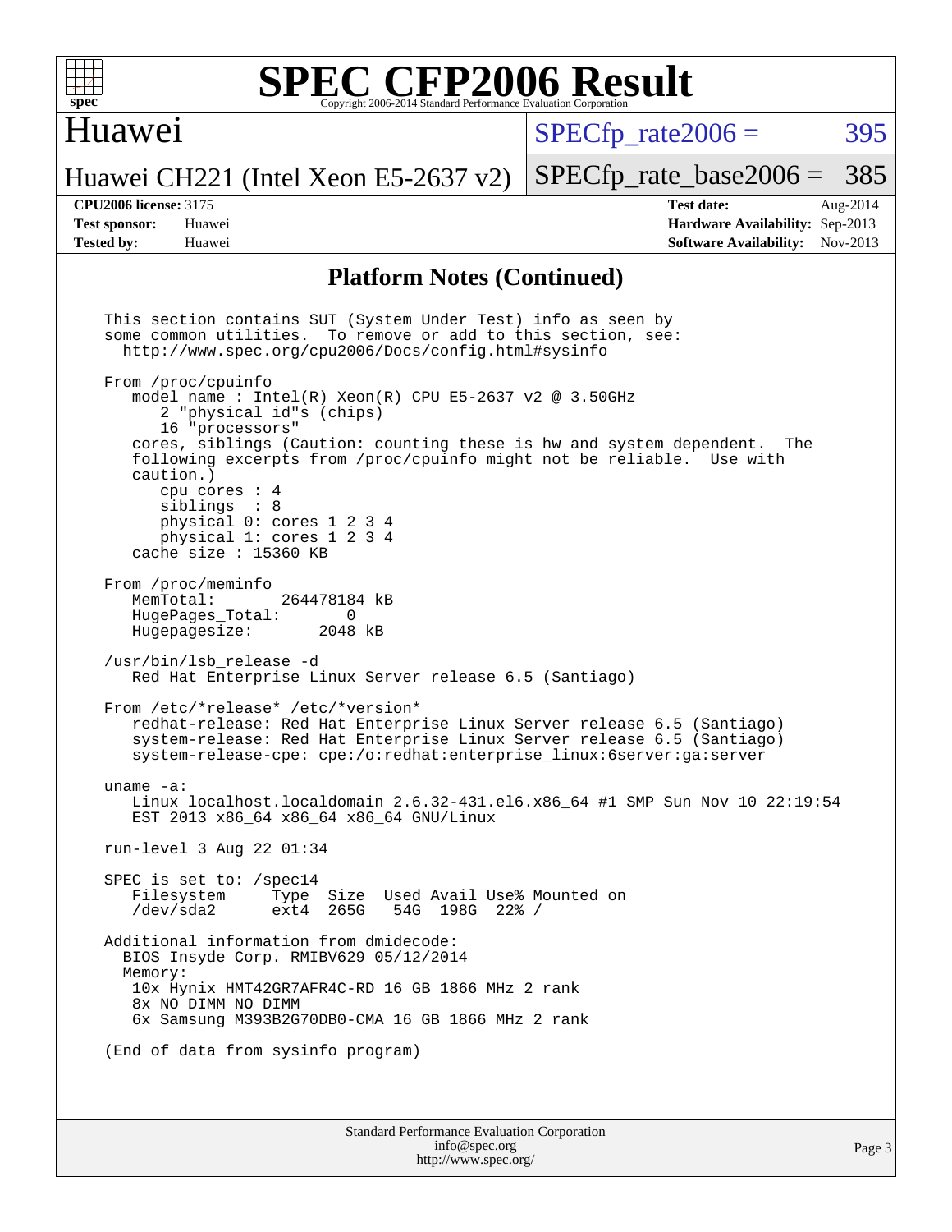# SPEC CFP2006 Result

Copyright 2006-2014 Standard Performance Evaluation Corporation

## Huawei

Huawei CH221 (Intel Xeon E5-2637 v2)

SPECfp_rate2006 = 395

SPECfp_rate_base2006 = 385

**CPU2006 license:** 3175
**Test sponsor:** Huawei
**Tested by:** Huawei

**Test date:** Aug-2014
**Hardware Availability:** Sep-2013
**Software Availability:** Nov-2013

### Platform Notes (Continued)

```
This section contains SUT (System Under Test) info as seen by
some common utilities.  To remove or add to this section, see:
  http://www.spec.org/cpu2006/Docs/config.html#sysinfo

From /proc/cpuinfo
   model name : Intel(R) Xeon(R) CPU E5-2637 v2 @ 3.50GHz
      2 "physical id"s (chips)
      16 "processors"
   cores, siblings (Caution: counting these is hw and system dependent.  The
   following excerpts from /proc/cpuinfo might not be reliable.  Use with
   caution.)
      cpu cores : 4
      siblings  : 8
      physical 0: cores 1 2 3 4
      physical 1: cores 1 2 3 4
   cache size : 15360 KB

From /proc/meminfo
   MemTotal:       264478184 kB
   HugePages_Total:       0
   Hugepagesize:       2048 kB

/usr/bin/lsb_release -d
   Red Hat Enterprise Linux Server release 6.5 (Santiago)

From /etc/*release* /etc/*version*
   redhat-release: Red Hat Enterprise Linux Server release 6.5 (Santiago)
   system-release: Red Hat Enterprise Linux Server release 6.5 (Santiago)
   system-release-cpe: cpe:/o:redhat:enterprise_linux:6server:ga:server

uname -a:
   Linux localhost.localdomain 2.6.32-431.el6.x86_64 #1 SMP Sun Nov 10 22:19:54
   EST 2013 x86_64 x86_64 x86_64 GNU/Linux

run-level 3 Aug 22 01:34

SPEC is set to: /spec14
   Filesystem     Type  Size  Used Avail Use% Mounted on
   /dev/sda2      ext4  265G   54G  198G  22% /

Additional information from dmidecode:
  BIOS Insyde Corp. RMIBV629 05/12/2014
  Memory:
   10x Hynix HMT42GR7AFR4C-RD 16 GB 1866 MHz 2 rank
   8x NO DIMM NO DIMM
   6x Samsung M393B2G70DB0-CMA 16 GB 1866 MHz 2 rank

(End of data from sysinfo program)
```

Standard Performance Evaluation Corporation
info@spec.org
http://www.spec.org/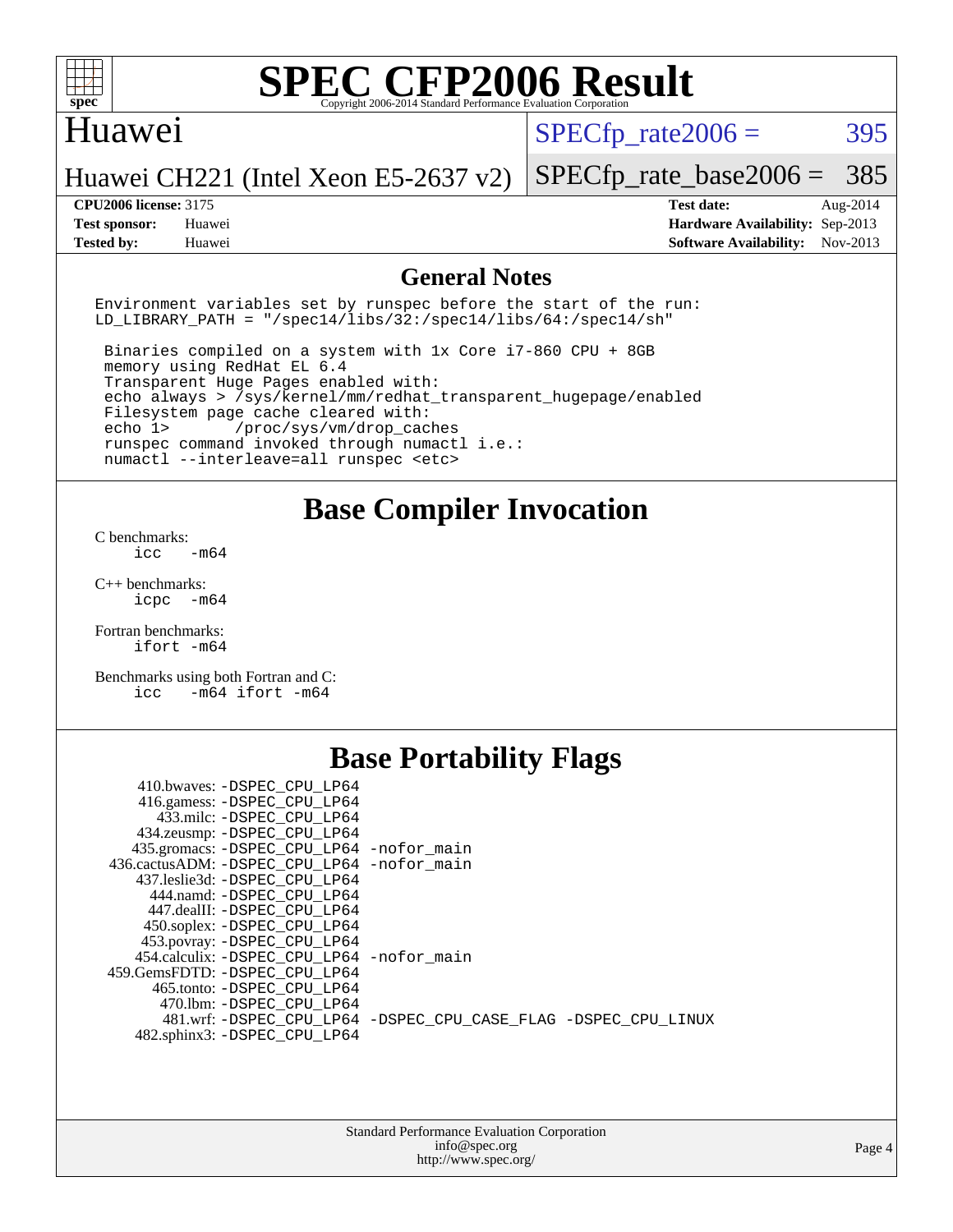# SPEC CFP2006 Result

Copyright 2006-2014 Standard Performance Evaluation Corporation

## Huawei

Huawei CH221 (Intel Xeon E5-2637 v2)

SPECfp_rate2006 = 395

SPECfp_rate_base2006 = 385

| | | | |
|---|---|---|---|
| **CPU2006 license:** | 3175 | **Test date:** | Aug-2014 |
| **Test sponsor:** | Huawei | **Hardware Availability:** | Sep-2013 |
| **Tested by:** | Huawei | **Software Availability:** | Nov-2013 |

## General Notes

```
Environment variables set by runspec before the start of the run:
LD_LIBRARY_PATH = "/spec14/libs/32:/spec14/libs/64:/spec14/sh"

 Binaries compiled on a system with 1x Core i7-860 CPU + 8GB
 memory using RedHat EL 6.4
 Transparent Huge Pages enabled with:
 echo always > /sys/kernel/mm/redhat_transparent_hugepage/enabled
 Filesystem page cache cleared with:
 echo 1>       /proc/sys/vm/drop_caches
 runspec command invoked through numactl i.e.:
 numactl --interleave=all runspec <etc>
```

## Base Compiler Invocation

C benchmarks:
```
icc   -m64
```

C++ benchmarks:
```
icpc  -m64
```

Fortran benchmarks:
```
ifort -m64
```

Benchmarks using both Fortran and C:
```
icc   -m64 ifort -m64
```

## Base Portability Flags

```
     410.bwaves: -DSPEC_CPU_LP64
     416.gamess: -DSPEC_CPU_LP64
       433.milc: -DSPEC_CPU_LP64
     434.zeusmp: -DSPEC_CPU_LP64
    435.gromacs: -DSPEC_CPU_LP64 -nofor_main
 436.cactusADM: -DSPEC_CPU_LP64 -nofor_main
   437.leslie3d: -DSPEC_CPU_LP64
      444.namd: -DSPEC_CPU_LP64
    447.dealII: -DSPEC_CPU_LP64
    450.soplex: -DSPEC_CPU_LP64
    453.povray: -DSPEC_CPU_LP64
  454.calculix: -DSPEC_CPU_LP64 -nofor_main
 459.GemsFDTD: -DSPEC_CPU_LP64
     465.tonto: -DSPEC_CPU_LP64
       470.lbm: -DSPEC_CPU_LP64
       481.wrf: -DSPEC_CPU_LP64 -DSPEC_CPU_CASE_FLAG -DSPEC_CPU_LINUX
   482.sphinx3: -DSPEC_CPU_LP64
```

Standard Performance Evaluation Corporation
info@spec.org
http://www.spec.org/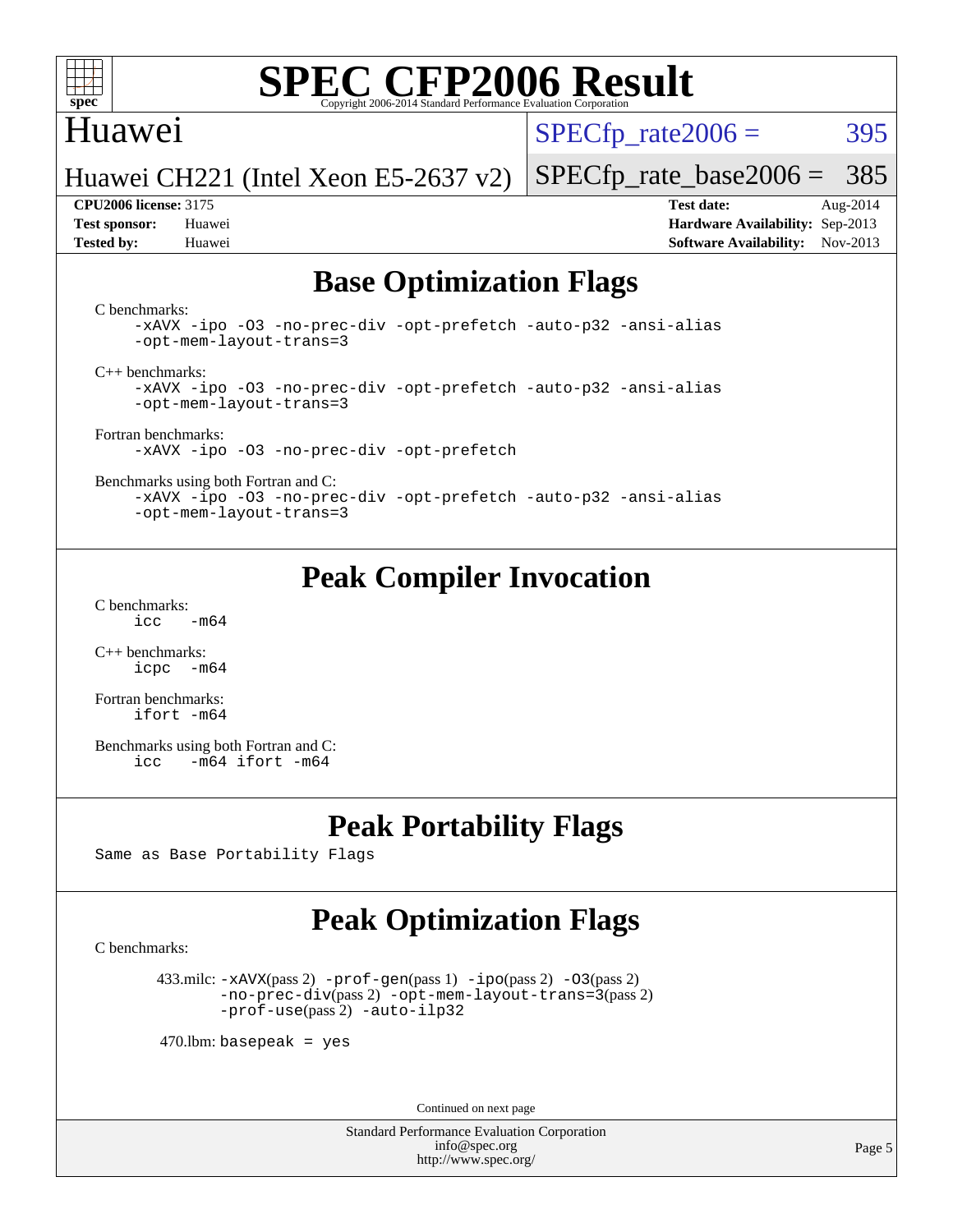# SPEC CFP2006 Result

Copyright 2006-2014 Standard Performance Evaluation Corporation

Huawei

Huawei CH221 (Intel Xeon E5-2637 v2)

SPECfp_rate2006 = 395

SPECfp_rate_base2006 = 385

**CPU2006 license:** 3175
**Test sponsor:** Huawei
**Tested by:** Huawei

**Test date:** Aug-2014
**Hardware Availability:** Sep-2013
**Software Availability:** Nov-2013

## Base Optimization Flags

C benchmarks:

```
-xAVX -ipo -O3 -no-prec-div -opt-prefetch -auto-p32 -ansi-alias
-opt-mem-layout-trans=3
```

C++ benchmarks:

```
-xAVX -ipo -O3 -no-prec-div -opt-prefetch -auto-p32 -ansi-alias
-opt-mem-layout-trans=3
```

Fortran benchmarks:

```
-xAVX -ipo -O3 -no-prec-div -opt-prefetch
```

Benchmarks using both Fortran and C:

```
-xAVX -ipo -O3 -no-prec-div -opt-prefetch -auto-p32 -ansi-alias
-opt-mem-layout-trans=3
```

## Peak Compiler Invocation

C benchmarks:

```
icc   -m64
```

C++ benchmarks:

```
icpc  -m64
```

Fortran benchmarks:

```
ifort -m64
```

Benchmarks using both Fortran and C:

```
icc   -m64 ifort -m64
```

## Peak Portability Flags

Same as Base Portability Flags

## Peak Optimization Flags

C benchmarks:

433.milc: -xAVX(pass 2) -prof-gen(pass 1) -ipo(pass 2) -O3(pass 2) -no-prec-div(pass 2) -opt-mem-layout-trans=3(pass 2) -prof-use(pass 2) -auto-ilp32

470.lbm: basepeak = yes

Continued on next page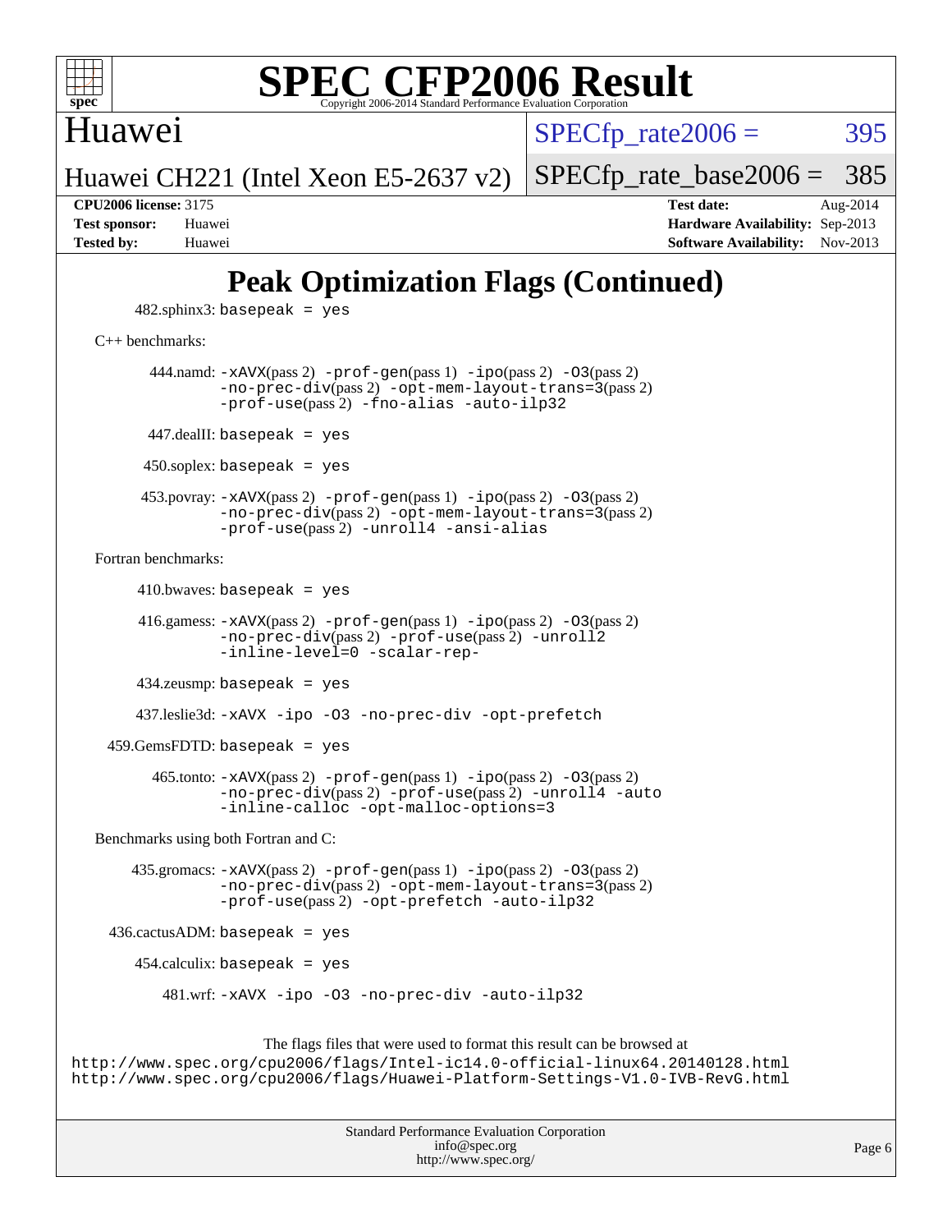# Peak Optimization Flags (Continued)

482.sphinx3: `basepeak = yes`

C++ benchmarks:

444.namd: `-xAVX`(pass 2) `-prof-gen`(pass 1) `-ipo`(pass 2) `-O3`(pass 2) `-no-prec-div`(pass 2) `-opt-mem-layout-trans=3`(pass 2) `-prof-use`(pass 2) `-fno-alias` `-auto-ilp32`

447.dealII: `basepeak = yes`

450.soplex: `basepeak = yes`

453.povray: `-xAVX`(pass 2) `-prof-gen`(pass 1) `-ipo`(pass 2) `-O3`(pass 2) `-no-prec-div`(pass 2) `-opt-mem-layout-trans=3`(pass 2) `-prof-use`(pass 2) `-unroll4` `-ansi-alias`

Fortran benchmarks:

410.bwaves: `basepeak = yes`

416.gamess: `-xAVX`(pass 2) `-prof-gen`(pass 1) `-ipo`(pass 2) `-O3`(pass 2) `-no-prec-div`(pass 2) `-prof-use`(pass 2) `-unroll2` `-inline-level=0` `-scalar-rep-`

434.zeusmp: `basepeak = yes`

437.leslie3d: `-xAVX` `-ipo` `-O3` `-no-prec-div` `-opt-prefetch`

459.GemsFDTD: `basepeak = yes`

465.tonto: `-xAVX`(pass 2) `-prof-gen`(pass 1) `-ipo`(pass 2) `-O3`(pass 2) `-no-prec-div`(pass 2) `-prof-use`(pass 2) `-unroll4` `-auto` `-inline-calloc` `-opt-malloc-options=3`

Benchmarks using both Fortran and C:

435.gromacs: `-xAVX`(pass 2) `-prof-gen`(pass 1) `-ipo`(pass 2) `-O3`(pass 2) `-no-prec-div`(pass 2) `-opt-mem-layout-trans=3`(pass 2) `-prof-use`(pass 2) `-opt-prefetch` `-auto-ilp32`

436.cactusADM: `basepeak = yes`

454.calculix: `basepeak = yes`

481.wrf: `-xAVX` `-ipo` `-O3` `-no-prec-div` `-auto-ilp32`

The flags files that were used to format this result can be browsed at
http://www.spec.org/cpu2006/flags/Intel-ic14.0-official-linux64.20140128.html
http://www.spec.org/cpu2006/flags/Huawei-Platform-Settings-V1.0-IVB-RevG.html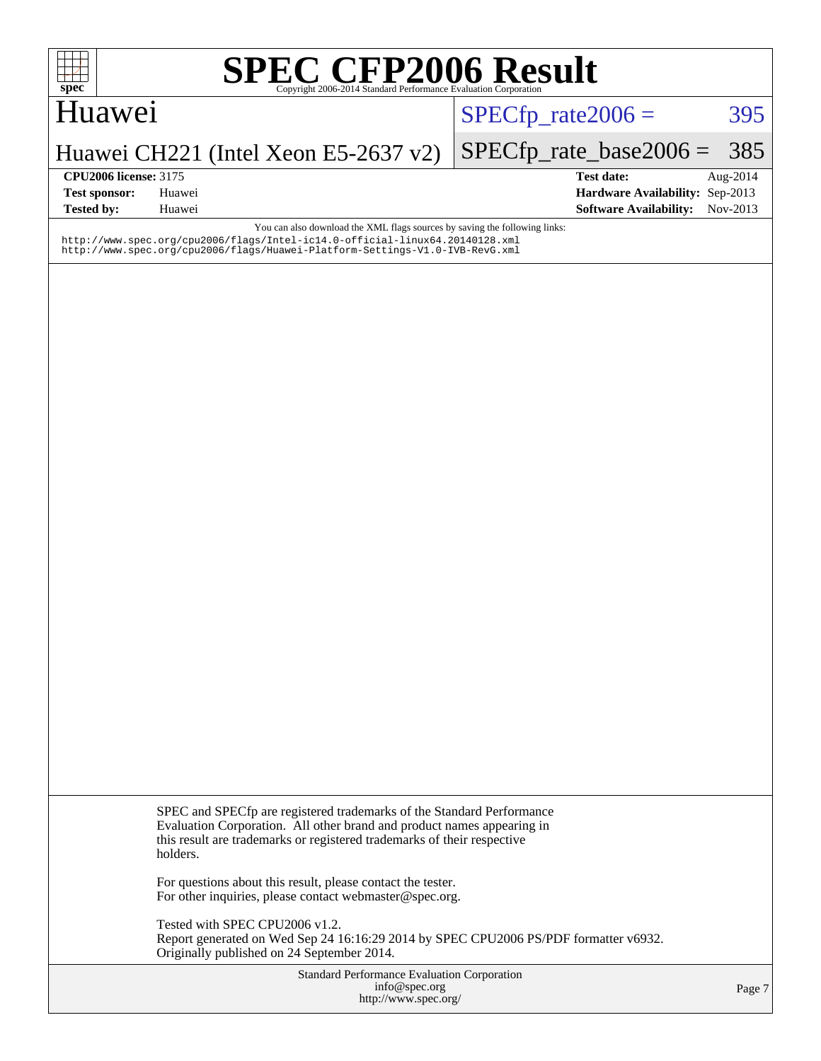You can also download the XML flags sources by saving the following links:

http://www.spec.org/cpu2006/flags/Intel-ic14.0-official-linux64.20140128.xml
http://www.spec.org/cpu2006/flags/Huawei-Platform-Settings-V1.0-IVB-RevG.xml

SPEC and SPECfp are registered trademarks of the Standard Performance Evaluation Corporation. All other brand and product names appearing in this result are trademarks or registered trademarks of their respective holders.

For questions about this result, please contact the tester.
For other inquiries, please contact webmaster@spec.org.

Tested with SPEC CPU2006 v1.2.
Report generated on Wed Sep 24 16:16:29 2014 by SPEC CPU2006 PS/PDF formatter v6932.
Originally published on 24 September 2014.